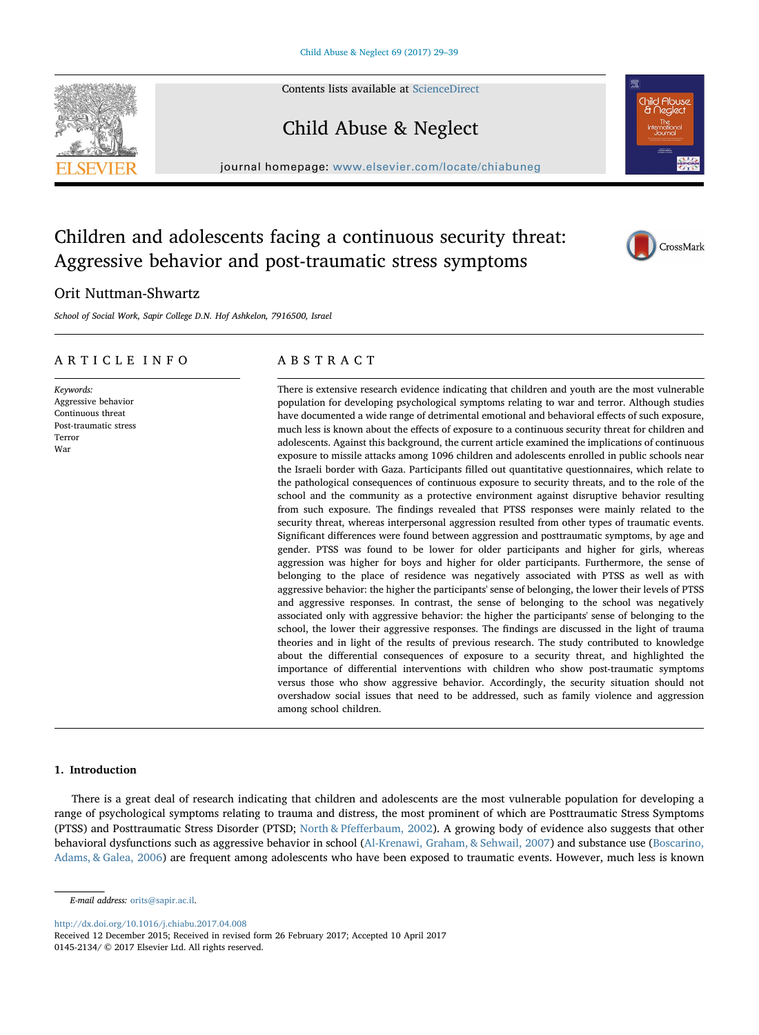# Children and adolescents facing a continuous security threat: Aggressive behavior and post-traumatic stress symptoms

Orit Nuttman-Shwartz

*School of Social Work, Sapir College D.N. Hof Ashkelon, 7916500, Israel*

## ARTICLE INFO

*Keywords:*
Aggressive behavior
Continuous threat
Post-traumatic stress
Terror
War

## ABSTRACT

There is extensive research evidence indicating that children and youth are the most vulnerable population for developing psychological symptoms relating to war and terror. Although studies have documented a wide range of detrimental emotional and behavioral effects of such exposure, much less is known about the effects of exposure to a continuous security threat for children and adolescents. Against this background, the current article examined the implications of continuous exposure to missile attacks among 1096 children and adolescents enrolled in public schools near the Israeli border with Gaza. Participants filled out quantitative questionnaires, which relate to the pathological consequences of continuous exposure to security threats, and to the role of the school and the community as a protective environment against disruptive behavior resulting from such exposure. The findings revealed that PTSS responses were mainly related to the security threat, whereas interpersonal aggression resulted from other types of traumatic events. Significant differences were found between aggression and posttraumatic symptoms, by age and gender. PTSS was found to be lower for older participants and higher for girls, whereas aggression was higher for boys and higher for older participants. Furthermore, the sense of belonging to the place of residence was negatively associated with PTSS as well as with aggressive behavior: the higher the participants' sense of belonging, the lower their levels of PTSS and aggressive responses. In contrast, the sense of belonging to the school was negatively associated only with aggressive behavior: the higher the participants' sense of belonging to the school, the lower their aggressive responses. The findings are discussed in the light of trauma theories and in light of the results of previous research. The study contributed to knowledge about the differential consequences of exposure to a security threat, and highlighted the importance of differential interventions with children who show post-traumatic symptoms versus those who show aggressive behavior. Accordingly, the security situation should not overshadow social issues that need to be addressed, such as family violence and aggression among school children.

## 1. Introduction

There is a great deal of research indicating that children and adolescents are the most vulnerable population for developing a range of psychological symptoms relating to trauma and distress, the most prominent of which are Posttraumatic Stress Symptoms (PTSS) and Posttraumatic Stress Disorder (PTSD; North & Pfefferbaum, 2002). A growing body of evidence also suggests that other behavioral dysfunctions such as aggressive behavior in school (Al-Krenawi, Graham, & Sehwail, 2007) and substance use (Boscarino, Adams, & Galea, 2006) are frequent among adolescents who have been exposed to traumatic events. However, much less is known

*E-mail address:* orits@sapir.ac.il.

http://dx.doi.org/10.1016/j.chiabu.2017.04.008
Received 12 December 2015; Received in revised form 26 February 2017; Accepted 10 April 2017
0145-2134/ © 2017 Elsevier Ltd. All rights reserved.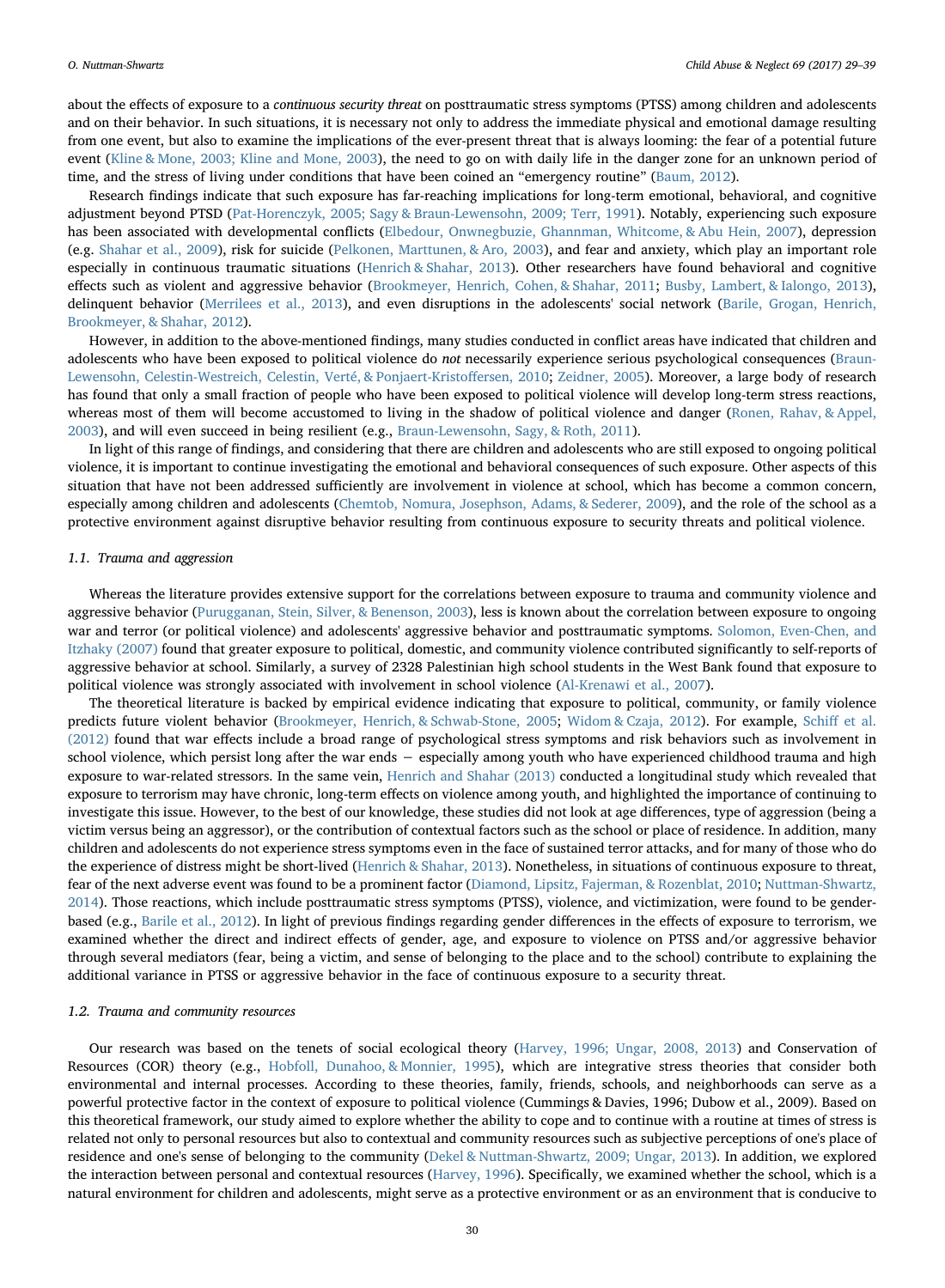about the effects of exposure to a *continuous security threat* on posttraumatic stress symptoms (PTSS) among children and adolescents and on their behavior. In such situations, it is necessary not only to address the immediate physical and emotional damage resulting from one event, but also to examine the implications of the ever-present threat that is always looming: the fear of a potential future event (Kline & Mone, 2003; Kline and Mone, 2003), the need to go on with daily life in the danger zone for an unknown period of time, and the stress of living under conditions that have been coined an "emergency routine" (Baum, 2012).

Research findings indicate that such exposure has far-reaching implications for long-term emotional, behavioral, and cognitive adjustment beyond PTSD (Pat-Horenczyk, 2005; Sagy & Braun-Lewensohn, 2009; Terr, 1991). Notably, experiencing such exposure has been associated with developmental conflicts (Elbedour, Onwnegbuzie, Ghannman, Whitcome, & Abu Hein, 2007), depression (e.g. Shahar et al., 2009), risk for suicide (Pelkonen, Marttunen, & Aro, 2003), and fear and anxiety, which play an important role especially in continuous traumatic situations (Henrich & Shahar, 2013). Other researchers have found behavioral and cognitive effects such as violent and aggressive behavior (Brookmeyer, Henrich, Cohen, & Shahar, 2011; Busby, Lambert, & Ialongo, 2013), delinquent behavior (Merrilees et al., 2013), and even disruptions in the adolescents' social network (Barile, Grogan, Henrich, Brookmeyer, & Shahar, 2012).

However, in addition to the above-mentioned findings, many studies conducted in conflict areas have indicated that children and adolescents who have been exposed to political violence do *not* necessarily experience serious psychological consequences (Braun-Lewensohn, Celestin-Westreich, Celestin, Verté, & Ponjaert-Kristoffersen, 2010; Zeidner, 2005). Moreover, a large body of research has found that only a small fraction of people who have been exposed to political violence will develop long-term stress reactions, whereas most of them will become accustomed to living in the shadow of political violence and danger (Ronen, Rahav, & Appel, 2003), and will even succeed in being resilient (e.g., Braun-Lewensohn, Sagy, & Roth, 2011).

In light of this range of findings, and considering that there are children and adolescents who are still exposed to ongoing political violence, it is important to continue investigating the emotional and behavioral consequences of such exposure. Other aspects of this situation that have not been addressed sufficiently are involvement in violence at school, which has become a common concern, especially among children and adolescents (Chemtob, Nomura, Josephson, Adams, & Sederer, 2009), and the role of the school as a protective environment against disruptive behavior resulting from continuous exposure to security threats and political violence.

### 1.1. Trauma and aggression

Whereas the literature provides extensive support for the correlations between exposure to trauma and community violence and aggressive behavior (Purugganan, Stein, Silver, & Benenson, 2003), less is known about the correlation between exposure to ongoing war and terror (or political violence) and adolescents' aggressive behavior and posttraumatic symptoms. Solomon, Even-Chen, and Itzhaky (2007) found that greater exposure to political, domestic, and community violence contributed significantly to self-reports of aggressive behavior at school. Similarly, a survey of 2328 Palestinian high school students in the West Bank found that exposure to political violence was strongly associated with involvement in school violence (Al-Krenawi et al., 2007).

The theoretical literature is backed by empirical evidence indicating that exposure to political, community, or family violence predicts future violent behavior (Brookmeyer, Henrich, & Schwab-Stone, 2005; Widom & Czaja, 2012). For example, Schiff et al. (2012) found that war effects include a broad range of psychological stress symptoms and risk behaviors such as involvement in school violence, which persist long after the war ends − especially among youth who have experienced childhood trauma and high exposure to war-related stressors. In the same vein, Henrich and Shahar (2013) conducted a longitudinal study which revealed that exposure to terrorism may have chronic, long-term effects on violence among youth, and highlighted the importance of continuing to investigate this issue. However, to the best of our knowledge, these studies did not look at age differences, type of aggression (being a victim versus being an aggressor), or the contribution of contextual factors such as the school or place of residence. In addition, many children and adolescents do not experience stress symptoms even in the face of sustained terror attacks, and for many of those who do the experience of distress might be short-lived (Henrich & Shahar, 2013). Nonetheless, in situations of continuous exposure to threat, fear of the next adverse event was found to be a prominent factor (Diamond, Lipsitz, Fajerman, & Rozenblat, 2010; Nuttman-Shwartz, 2014). Those reactions, which include posttraumatic stress symptoms (PTSS), violence, and victimization, were found to be gender-based (e.g., Barile et al., 2012). In light of previous findings regarding gender differences in the effects of exposure to terrorism, we examined whether the direct and indirect effects of gender, age, and exposure to violence on PTSS and/or aggressive behavior through several mediators (fear, being a victim, and sense of belonging to the place and to the school) contribute to explaining the additional variance in PTSS or aggressive behavior in the face of continuous exposure to a security threat.

### 1.2. Trauma and community resources

Our research was based on the tenets of social ecological theory (Harvey, 1996; Ungar, 2008, 2013) and Conservation of Resources (COR) theory (e.g., Hobfoll, Dunahoo, & Monnier, 1995), which are integrative stress theories that consider both environmental and internal processes. According to these theories, family, friends, schools, and neighborhoods can serve as a powerful protective factor in the context of exposure to political violence (Cummings & Davies, 1996; Dubow et al., 2009). Based on this theoretical framework, our study aimed to explore whether the ability to cope and to continue with a routine at times of stress is related not only to personal resources but also to contextual and community resources such as subjective perceptions of one's place of residence and one's sense of belonging to the community (Dekel & Nuttman-Shwartz, 2009; Ungar, 2013). In addition, we explored the interaction between personal and contextual resources (Harvey, 1996). Specifically, we examined whether the school, which is a natural environment for children and adolescents, might serve as a protective environment or as an environment that is conducive to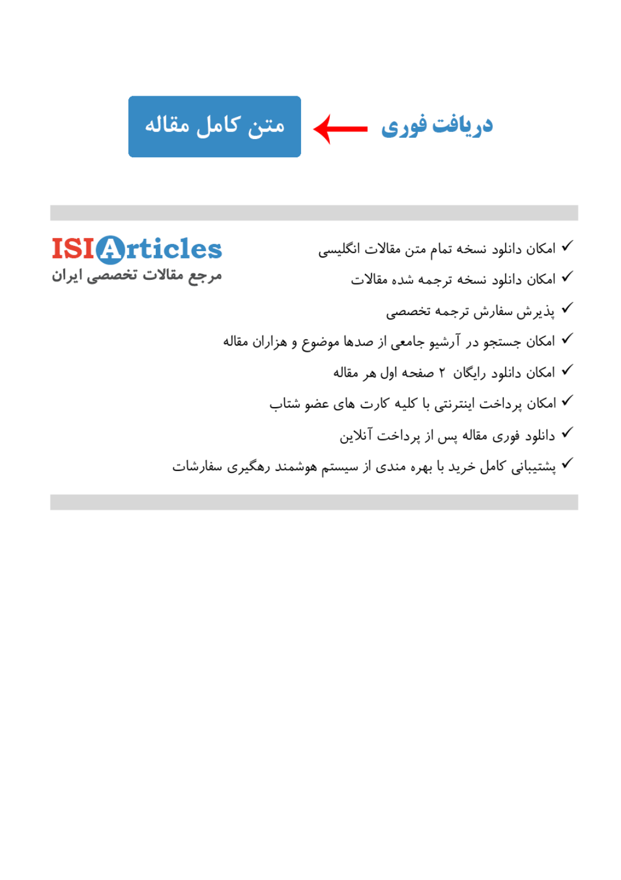دریافت فوری ← **متن کامل مقاله**

**ISIArticles**
مرجع مقالات تخصصی ایران

- ✓ امکان دانلود نسخه تمام متن مقالات انگلیسی
- ✓ امکان دانلود نسخه ترجمه شده مقالات
- ✓ پذیرش سفارش ترجمه تخصصی
- ✓ امکان جستجو در آرشیو جامعی از صدها موضوع و هزاران مقاله
- ✓ امکان دانلود رایگان ۲ صفحه اول هر مقاله
- ✓ امکان پرداخت اینترنتی با کلیه کارت های عضو شتاب
- ✓ دانلود فوری مقاله پس از پرداخت آنلاین
- ✓ پشتیبانی کامل خرید با بهره مندی از سیستم هوشمند رهگیری سفارشات